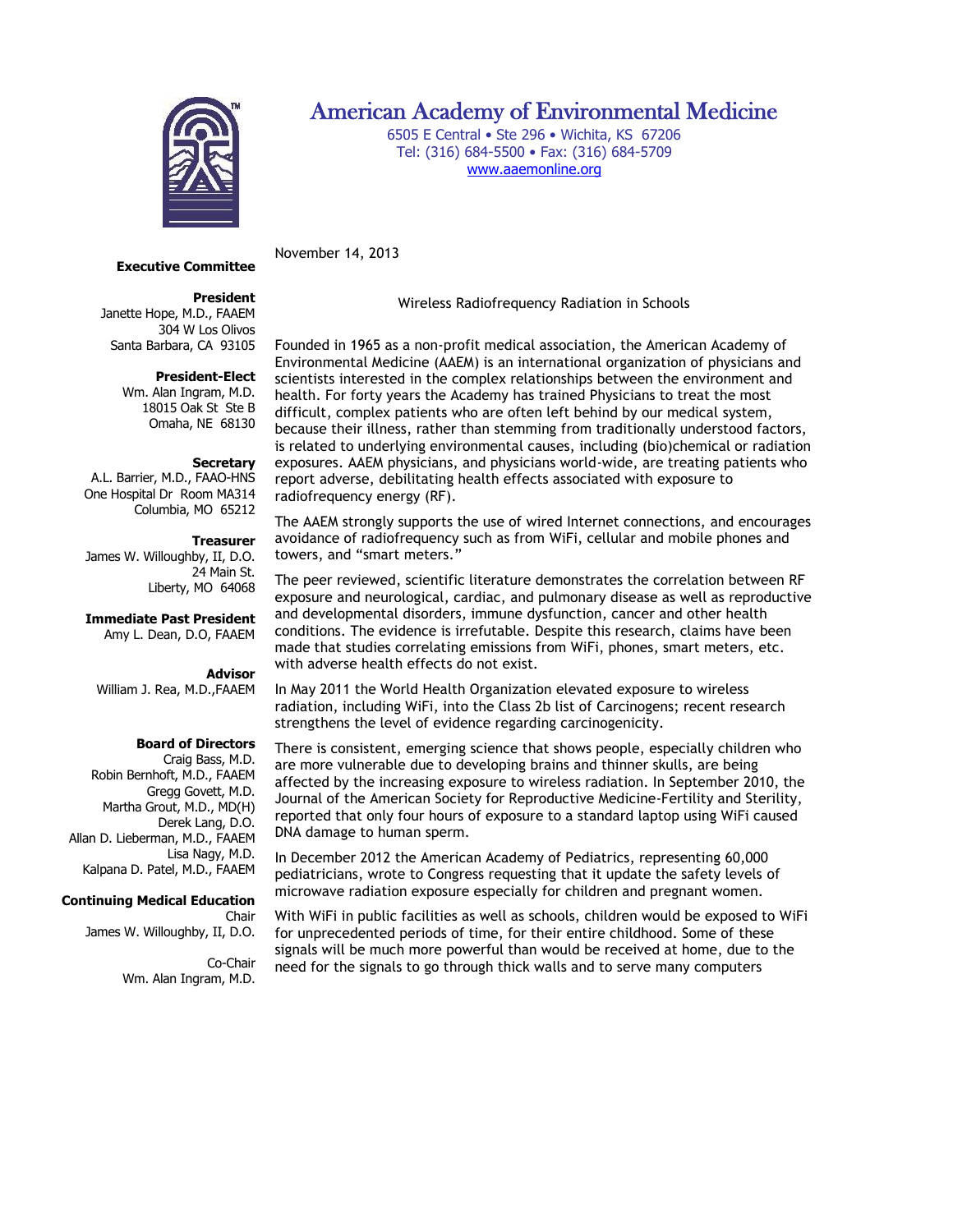# American Academy of Environmental Medicine

6505 E Central • Ste 296 • Wichita, KS 67206
Tel: (316) 684-5500 • Fax: (316) 684-5709
www.aaemonline.org

**Executive Committee**

**President**
Janette Hope, M.D., FAAEM
304 W Los Olivos
Santa Barbara, CA 93105

**President-Elect**
Wm. Alan Ingram, M.D.
18015 Oak St Ste B
Omaha, NE 68130

**Secretary**
A.L. Barrier, M.D., FAAO-HNS
One Hospital Dr Room MA314
Columbia, MO 65212

**Treasurer**
James W. Willoughby, II, D.O.
24 Main St.
Liberty, MO 64068

**Immediate Past President**
Amy L. Dean, D.O, FAAEM

**Advisor**
William J. Rea, M.D.,FAAEM

**Board of Directors**
Craig Bass, M.D.
Robin Bernhoft, M.D., FAAEM
Gregg Govett, M.D.
Martha Grout, M.D., MD(H)
Derek Lang, D.O.
Allan D. Lieberman, M.D., FAAEM
Lisa Nagy, M.D.
Kalpana D. Patel, M.D., FAAEM

**Continuing Medical Education**
Chair
James W. Willoughby, II, D.O.

Co-Chair
Wm. Alan Ingram, M.D.

November 14, 2013

## Wireless Radiofrequency Radiation in Schools

Founded in 1965 as a non-profit medical association, the American Academy of Environmental Medicine (AAEM) is an international organization of physicians and scientists interested in the complex relationships between the environment and health. For forty years the Academy has trained Physicians to treat the most difficult, complex patients who are often left behind by our medical system, because their illness, rather than stemming from traditionally understood factors, is related to underlying environmental causes, including (bio)chemical or radiation exposures. AAEM physicians, and physicians world-wide, are treating patients who report adverse, debilitating health effects associated with exposure to radiofrequency energy (RF).

The AAEM strongly supports the use of wired Internet connections, and encourages avoidance of radiofrequency such as from WiFi, cellular and mobile phones and towers, and "smart meters."

The peer reviewed, scientific literature demonstrates the correlation between RF exposure and neurological, cardiac, and pulmonary disease as well as reproductive and developmental disorders, immune dysfunction, cancer and other health conditions. The evidence is irrefutable. Despite this research, claims have been made that studies correlating emissions from WiFi, phones, smart meters, etc. with adverse health effects do not exist.

In May 2011 the World Health Organization elevated exposure to wireless radiation, including WiFi, into the Class 2b list of Carcinogens; recent research strengthens the level of evidence regarding carcinogenicity.

There is consistent, emerging science that shows people, especially children who are more vulnerable due to developing brains and thinner skulls, are being affected by the increasing exposure to wireless radiation. In September 2010, the Journal of the American Society for Reproductive Medicine-Fertility and Sterility, reported that only four hours of exposure to a standard laptop using WiFi caused DNA damage to human sperm.

In December 2012 the American Academy of Pediatrics, representing 60,000 pediatricians, wrote to Congress requesting that it update the safety levels of microwave radiation exposure especially for children and pregnant women.

With WiFi in public facilities as well as schools, children would be exposed to WiFi for unprecedented periods of time, for their entire childhood. Some of these signals will be much more powerful than would be received at home, due to the need for the signals to go through thick walls and to serve many computers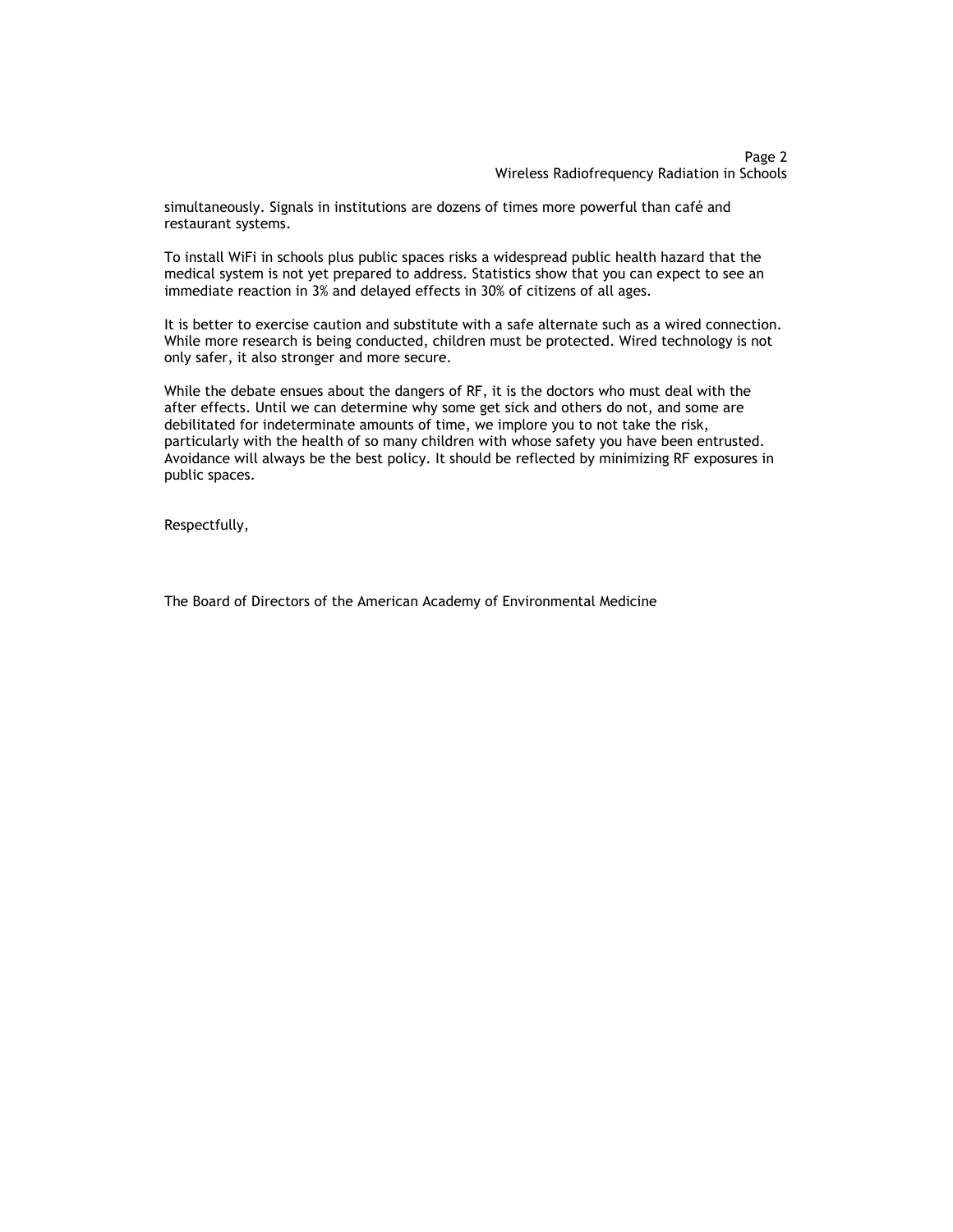simultaneously. Signals in institutions are dozens of times more powerful than café and restaurant systems.

To install WiFi in schools plus public spaces risks a widespread public health hazard that the medical system is not yet prepared to address. Statistics show that you can expect to see an immediate reaction in 3% and delayed effects in 30% of citizens of all ages.

It is better to exercise caution and substitute with a safe alternate such as a wired connection. While more research is being conducted, children must be protected. Wired technology is not only safer, it also stronger and more secure.

While the debate ensues about the dangers of RF, it is the doctors who must deal with the after effects. Until we can determine why some get sick and others do not, and some are debilitated for indeterminate amounts of time, we implore you to not take the risk, particularly with the health of so many children with whose safety you have been entrusted. Avoidance will always be the best policy. It should be reflected by minimizing RF exposures in public spaces.

Respectfully,

The Board of Directors of the American Academy of Environmental Medicine